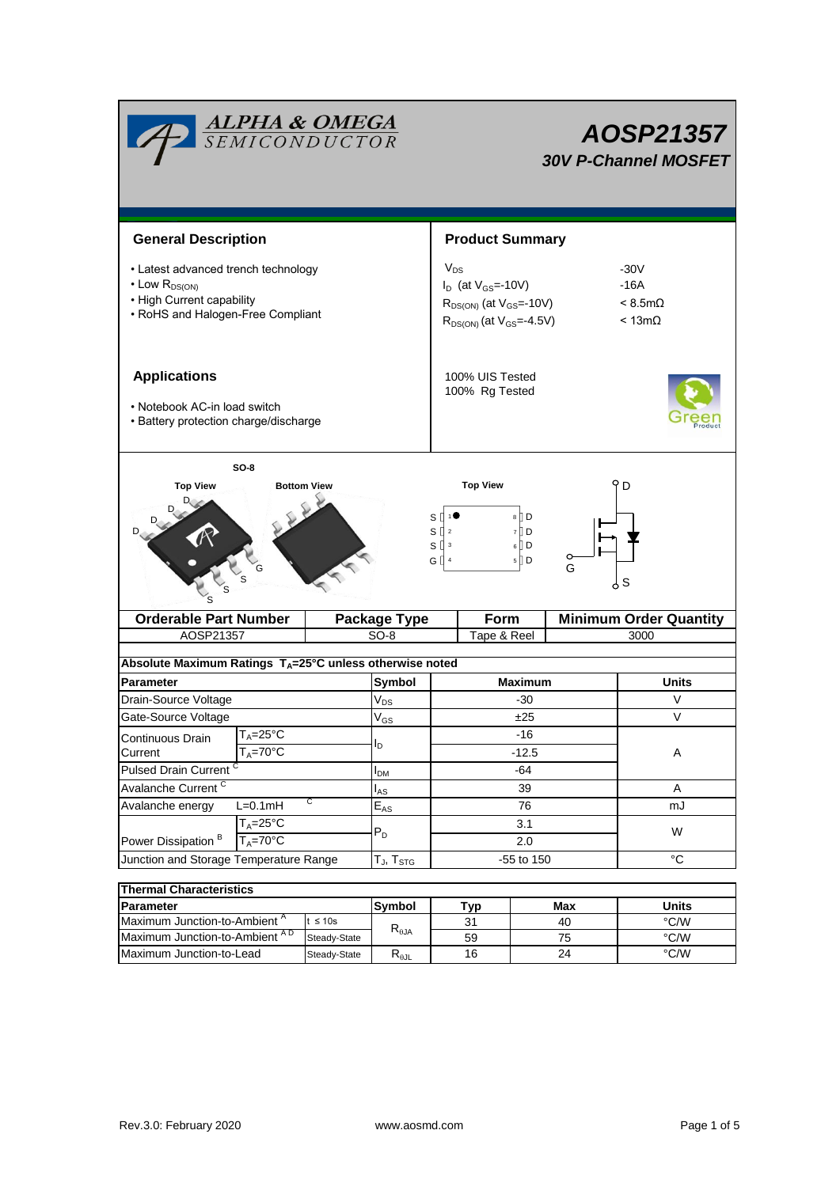# ALPHA & OMEGA SEMICONDUCTOR

# AOSP21357

## 30V P-Channel MOSFET

## General Description

- Latest advanced trench technology
- Low $R_{DS(ON)}$
- High Current capability
- RoHS and Halogen-Free Compliant

## Product Summary

| | |
|---|---|
| $V_{DS}$ | -30V |
| $I_D$ (at $V_{GS}$=-10V) | -16A |
| $R_{DS(ON)}$ (at $V_{GS}$=-10V) | < 8.5mΩ |
| $R_{DS(ON)}$ (at $V_{GS}$=-4.5V) | < 13mΩ |

100% UIS Tested
100% Rg Tested

## Applications

- Notebook AC-in load switch
- Battery protection charge/discharge

SO-8

Top View　Bottom View　Top View

| Orderable Part Number | Package Type | Form | Minimum Order Quantity |
|---|---|---|---|
| AOSP21357 | SO-8 | Tape & Reel | 3000 |

**Absolute Maximum Ratings $T_A$=25°C unless otherwise noted**

| Parameter | | Symbol | Maximum | Units |
|---|---|---|---|---|
| Drain-Source Voltage | | $V_{DS}$ | -30 | V |
| Gate-Source Voltage | | $V_{GS}$ | ±25 | V |
| Continuous Drain Current | $T_A$=25°C | $I_D$ | -16 | A |
| | $T_A$=70°C | | -12.5 | |
| Pulsed Drain Current [C] | | $I_{DM}$ | -64 | |
| Avalanche Current [C] | | $I_{AS}$ | 39 | A |
| Avalanche energy | L=0.1mH [C] | $E_{AS}$ | 76 | mJ |
| Power Dissipation [B] | $T_A$=25°C | $P_D$ | 3.1 | W |
| | $T_A$=70°C | | 2.0 | |
| Junction and Storage Temperature Range | | $T_J$, $T_{STG}$ | -55 to 150 | °C |

**Thermal Characteristics**

| Parameter | | Symbol | Typ | Max | Units |
|---|---|---|---|---|---|
| Maximum Junction-to-Ambient [A] | t ≤ 10s | $R_{\theta JA}$ | 31 | 40 | °C/W |
| Maximum Junction-to-Ambient [A D] | Steady-State | | 59 | 75 | °C/W |
| Maximum Junction-to-Lead | Steady-State | $R_{\theta JL}$ | 16 | 24 | °C/W |

Rev.3.0: February 2020　www.aosmd.com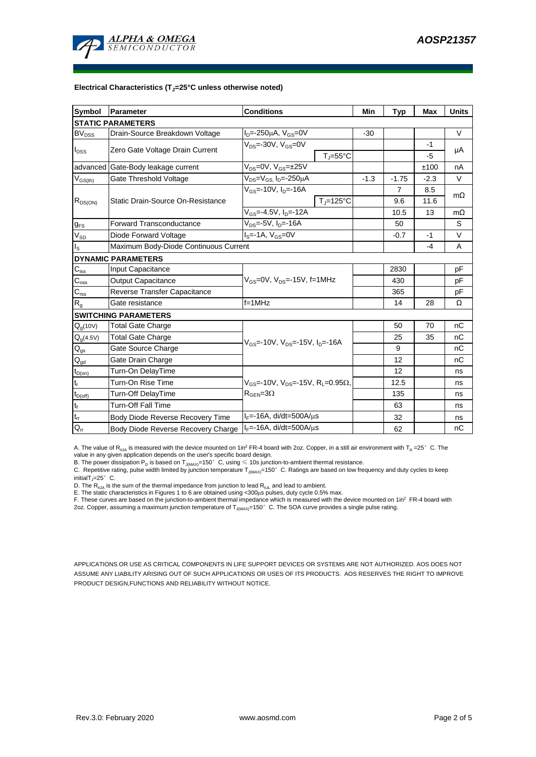**Electrical Characteristics ($T_J$=25°C unless otherwise noted)**

| Symbol | Parameter | Conditions | | Min | Typ | Max | Units |
|---|---|---|---|---|---|---|---|
| **STATIC PARAMETERS** | | | | | | | |
| $BV_{DSS}$ | Drain-Source Breakdown Voltage | $I_D$=-250µA, $V_{GS}$=0V | | -30 | | | V |
| $I_{DSS}$ | Zero Gate Voltage Drain Current | $V_{DS}$=-30V, $V_{GS}$=0V | | | | -1 | µA |
| | | | $T_J$=55°C | | | -5 | |
| advanced | Gate-Body leakage current | $V_{DS}$=0V, $V_{GS}$=±25V | | | | ±100 | nA |
| $V_{GS(th)}$ | Gate Threshold Voltage | $V_{DS}$=$V_{GS}$, $I_D$=-250µA | | -1.3 | -1.75 | -2.3 | V |
| $R_{DS(ON)}$ | Static Drain-Source On-Resistance | $V_{GS}$=-10V, $I_D$=-16A | | | 7 | 8.5 | mΩ |
| | | | $T_J$=125°C | | 9.6 | 11.6 | |
| | | $V_{GS}$=-4.5V, $I_D$=-12A | | | 10.5 | 13 | mΩ |
| $g_{FS}$ | Forward Transconductance | $V_{DS}$=-5V, $I_D$=-16A | | | 50 | | S |
| $V_{SD}$ | Diode Forward Voltage | $I_S$=-1A, $V_{GS}$=0V | | | -0.7 | -1 | V |
| $I_S$ | Maximum Body-Diode Continuous Current | | | | | -4 | A |
| **DYNAMIC PARAMETERS** | | | | | | | |
| $C_{iss}$ | Input Capacitance | $V_{GS}$=0V, $V_{DS}$=-15V, f=1MHz | | | 2830 | | pF |
| $C_{oss}$ | Output Capacitance | | | | 430 | | pF |
| $C_{rss}$ | Reverse Transfer Capacitance | | | | 365 | | pF |
| $R_g$ | Gate resistance | f=1MHz | | | 14 | 28 | Ω |
| **SWITCHING PARAMETERS** | | | | | | | |
| $Q_g$(10V) | Total Gate Charge | $V_{GS}$=-10V, $V_{DS}$=-15V, $I_D$=-16A | | | 50 | 70 | nC |
| $Q_g$(4.5V) | Total Gate Charge | | | | 25 | 35 | nC |
| $Q_{gs}$ | Gate Source Charge | | | | 9 | | nC |
| $Q_{gd}$ | Gate Drain Charge | | | | 12 | | nC |
| $t_{D(on)}$ | Turn-On DelayTime | $V_{GS}$=-10V, $V_{DS}$=-15V, $R_L$=0.95Ω, $R_{GEN}$=3Ω | | | 12 | | ns |
| $t_r$ | Turn-On Rise Time | | | | 12.5 | | ns |
| $t_{D(off)}$ | Turn-Off DelayTime | | | | 135 | | ns |
| $t_f$ | Turn-Off Fall Time | | | | 63 | | ns |
| $t_{rr}$ | Body Diode Reverse Recovery Time | $I_F$=-16A, di/dt=500A/µs | | | 32 | | ns |
| $Q_{rr}$ | Body Diode Reverse Recovery Charge | $I_F$=-16A, di/dt=500A/µs | | | 62 | | nC |

A. The value of $R_{\theta JA}$ is measured with the device mounted on 1in² FR-4 board with 2oz. Copper, in a still air environment with $T_A$ =25° C. The value in any given application depends on the user's specific board design.
B. The power dissipation $P_D$ is based on $T_{J(MAX)}$=150° C, using ≤ 10s junction-to-ambient thermal resistance.
C. Repetitive rating, pulse width limited by junction temperature $T_{J(MAX)}$=150° C. Ratings are based on low frequency and duty cycles to keep initial $T_J$=25° C.
D. The $R_{\theta JA}$ is the sum of the thermal impedance from junction to lead $R_{\theta JL}$ and lead to ambient.
E. The static characteristics in Figures 1 to 6 are obtained using <300µs pulses, duty cycle 0.5% max.
F. These curves are based on the junction-to-ambient thermal impedance which is measured with the device mounted on 1in² FR-4 board with 2oz. Copper, assuming a maximum junction temperature of $T_{J(MAX)}$=150° C. The SOA curve provides a single pulse rating.

APPLICATIONS OR USE AS CRITICAL COMPONENTS IN LIFE SUPPORT DEVICES OR SYSTEMS ARE NOT AUTHORIZED. AOS DOES NOT ASSUME ANY LIABILITY ARISING OUT OF SUCH APPLICATIONS OR USES OF ITS PRODUCTS. AOS RESERVES THE RIGHT TO IMPROVE PRODUCT DESIGN,FUNCTIONS AND RELIABILITY WITHOUT NOTICE.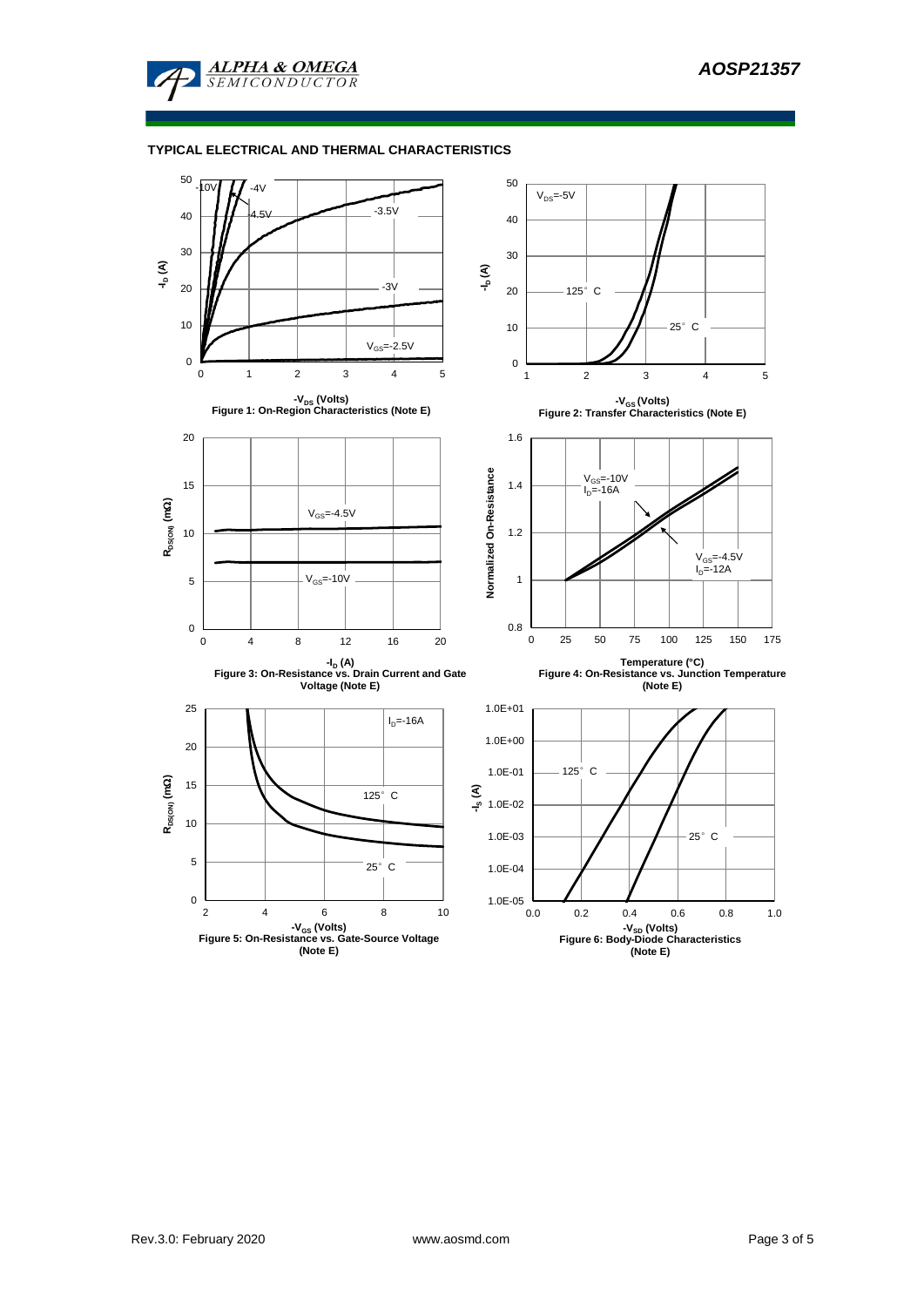## TYPICAL ELECTRICAL AND THERMAL CHARACTERISTICS

Figure 1: On-Region Characteristics (Note E)

Figure 2: Transfer Characteristics (Note E)

Figure 3: On-Resistance vs. Drain Current and Gate Voltage (Note E)

Figure 4: On-Resistance vs. Junction Temperature (Note E)

Figure 5: On-Resistance vs. Gate-Source Voltage (Note E)

Figure 6: Body-Diode Characteristics (Note E)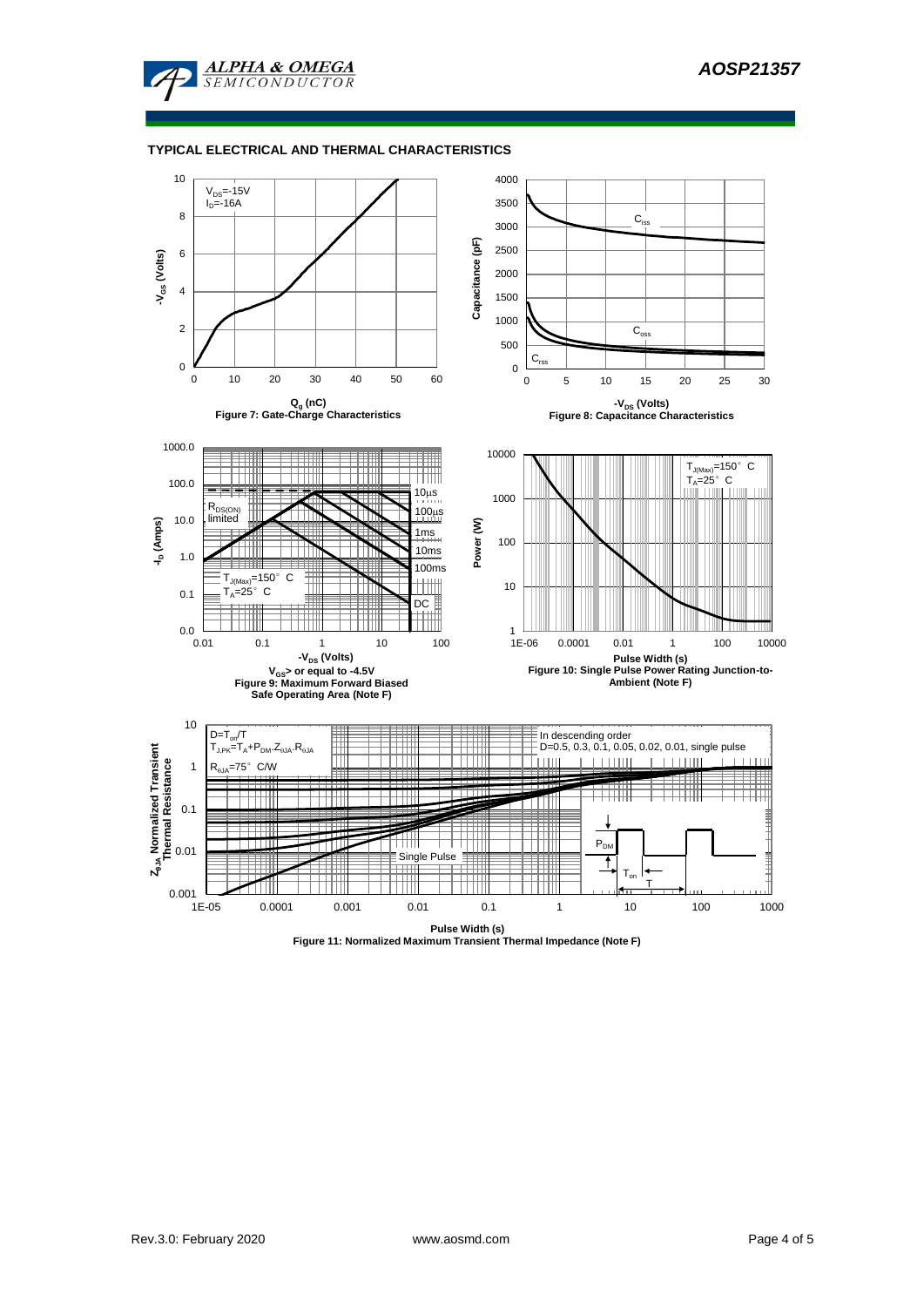## TYPICAL ELECTRICAL AND THERMAL CHARACTERISTICS

$V_{DS}$=-15V
$I_D$=-16A

$Q_g$ (nC)

Figure 7: Gate-Charge Characteristics

$C_{iss}$, $C_{oss}$, $C_{rss}$

$-V_{DS}$ (Volts)

Figure 8: Capacitance Characteristics

$R_{DS(ON)}$ limited

10µs, 100µs, 1ms, 10ms, 100ms, DC

$T_{J(Max)}$=150° C
$T_A$=25° C

$-V_{DS}$ (Volts)

$V_{GS}$> or equal to -4.5V

Figure 9: Maximum Forward Biased Safe Operating Area (Note F)

$T_{J(Max)}$=150° C
$T_A$=25° C

Pulse Width (s)

Figure 10: Single Pulse Power Rating Junction-to-Ambient (Note F)

$D=T_{on}/T$
$T_{J,PK}=T_A+P_{DM}.Z_{\theta JA}.R_{\theta JA}$
$R_{\theta JA}$=75° C/W

In descending order
D=0.5, 0.3, 0.1, 0.05, 0.02, 0.01, single pulse

Single Pulse

$P_{DM}$, $T_{on}$, T

Pulse Width (s)

Figure 11: Normalized Maximum Transient Thermal Impedance (Note F)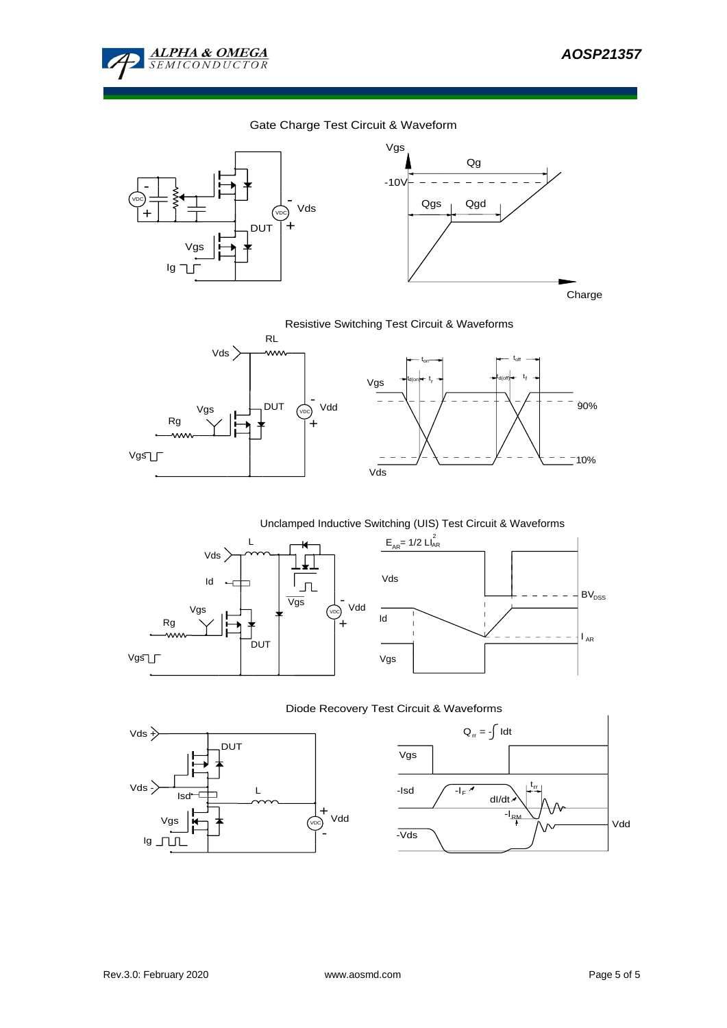## Gate Charge Test Circuit & Waveform

-
VDC
+
-
VDC
Vds
+
DUT
Vgs
Ig

Vgs
Qg
-10V
Qgs
Qgd
Charge

## Resistive Switching Test Circuit & Waveforms

RL
Vds
DUT
Vgs
Rg
VDC
Vdd
Vgs

$t_{on}$
$t_{off}$
$t_{d(on)}$
$t_r$
$t_{d(off)}$
$t_f$
Vgs
90%
10%
Vds

## Unclamped Inductive Switching (UIS) Test Circuit & Waveforms

L
Vds
Id
Vgs
Rg
Vgs
Vgs
DUT
VDC
Vdd

$E_{AR} = 1/2\ LI_{AR}^2$
Vds
Id
Vgs
$BV_{DSS}$
$I_{AR}$

## Diode Recovery Test Circuit & Waveforms

Vds +
DUT
Vds -
Isd
L
Vgs
Ig
VDC
Vdd

$Q_{rr} = -\int Idt$
Vgs
-Isd
$-I_F$
$t_{rr}$
dI/dt
$-I_{RM}$
-Vds
Vdd